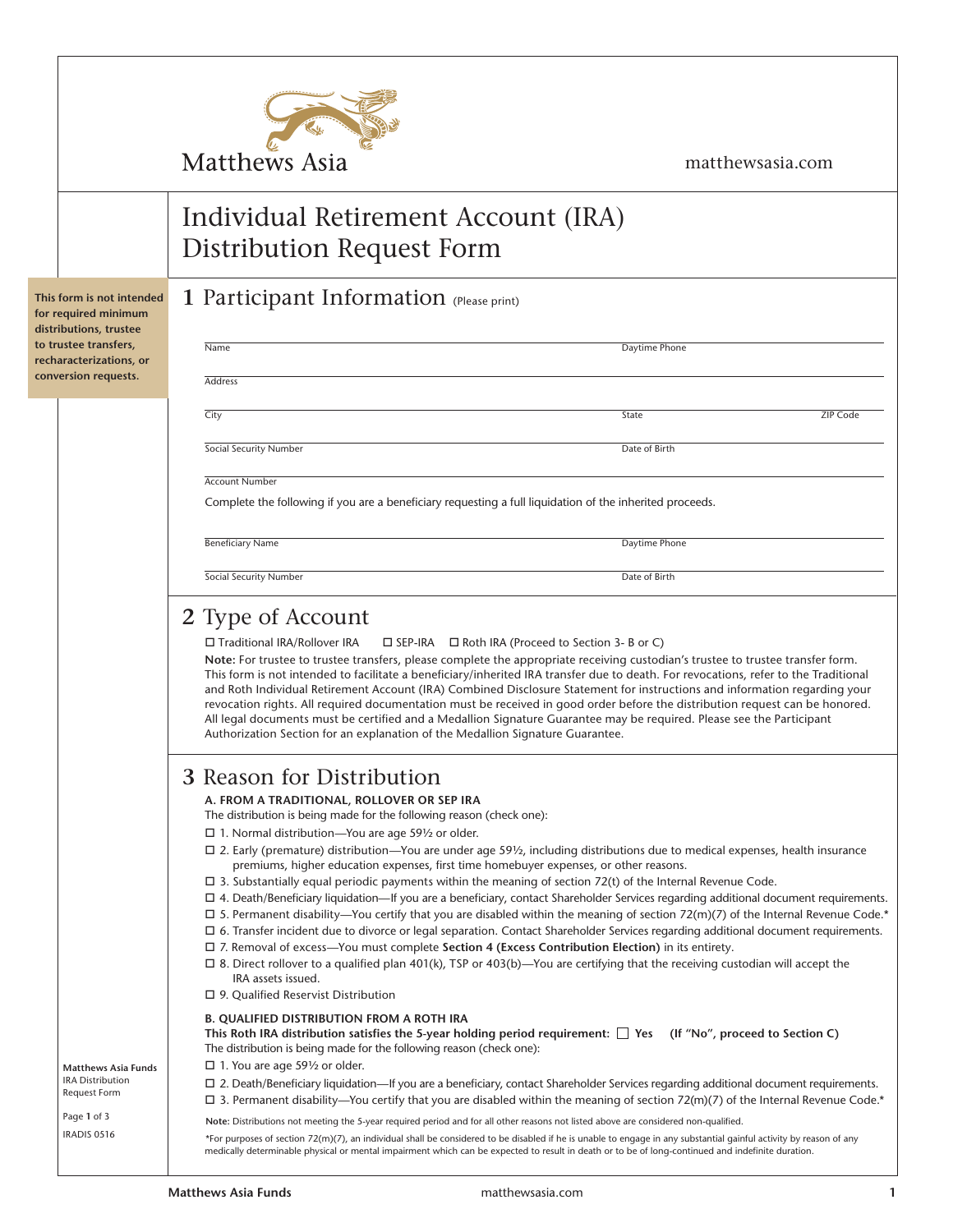Matthews Asia

matthewsasia.com

# Individual Retirement Account (IRA) Distribution Request Form

**This form is not intended for required minimum distributions, trustee to trustee transfers, recharacterizations, or conversion requests.**

## 1 Participant Information (Please print)

Name ____________________ Daytime Phone ____________________

Address ____________________

City ____________________ State ________ ZIP Code ________

Social Security Number ____________________ Date of Birth ____________________

Account Number ____________________

Complete the following if you are a beneficiary requesting a full liquidation of the inherited proceeds.

Beneficiary Name ____________________ Daytime Phone ____________________

Social Security Number ____________________ Date of Birth ____________________

## 2 Type of Account

☐ Traditional IRA/Rollover IRA ☐ SEP-IRA ☐ Roth IRA (Proceed to Section 3- B or C)

**Note:** For trustee to trustee transfers, please complete the appropriate receiving custodian's trustee to trustee transfer form. This form is not intended to facilitate a beneficiary/inherited IRA transfer due to death. For revocations, refer to the Traditional and Roth Individual Retirement Account (IRA) Combined Disclosure Statement for instructions and information regarding your revocation rights. All required documentation must be received in good order before the distribution request can be honored. All legal documents must be certified and a Medallion Signature Guarantee may be required. Please see the Participant Authorization Section for an explanation of the Medallion Signature Guarantee.

## 3 Reason for Distribution

**A. FROM A TRADITIONAL, ROLLOVER OR SEP IRA**

The distribution is being made for the following reason (check one):

☐ 1. Normal distribution—You are age 59½ or older.

☐ 2. Early (premature) distribution—You are under age 59½, including distributions due to medical expenses, health insurance premiums, higher education expenses, first time homebuyer expenses, or other reasons.

☐ 3. Substantially equal periodic payments within the meaning of section 72(t) of the Internal Revenue Code.

☐ 4. Death/Beneficiary liquidation—If you are a beneficiary, contact Shareholder Services regarding additional document requirements.

☐ 5. Permanent disability—You certify that you are disabled within the meaning of section 72(m)(7) of the Internal Revenue Code.*

☐ 6. Transfer incident due to divorce or legal separation. Contact Shareholder Services regarding additional document requirements.

☐ 7. Removal of excess—You must complete **Section 4 (Excess Contribution Election)** in its entirety.

☐ 8. Direct rollover to a qualified plan 401(k), TSP or 403(b)—You are certifying that the receiving custodian will accept the IRA assets issued.

☐ 9. Qualified Reservist Distribution

**B. QUALIFIED DISTRIBUTION FROM A ROTH IRA**

**This Roth IRA distribution satisfies the 5-year holding period requirement: ☐ Yes (If "No", proceed to Section C)**

The distribution is being made for the following reason (check one):

☐ 1. You are age 59½ or older.

☐ 2. Death/Beneficiary liquidation—If you are a beneficiary, contact Shareholder Services regarding additional document requirements.

☐ 3. Permanent disability—You certify that you are disabled within the meaning of section 72(m)(7) of the Internal Revenue Code.*

**Note:** Distributions not meeting the 5-year required period and for all other reasons not listed above are considered non-qualified.

*For purposes of section 72(m)(7), an individual shall be considered to be disabled if he is unable to engage in any substantial gainful activity by reason of any medically determinable physical or mental impairment which can be expected to result in death or to be of long-continued and indefinite duration.

**Matthews Asia Funds**
IRA Distribution Request Form

IRADIS 0516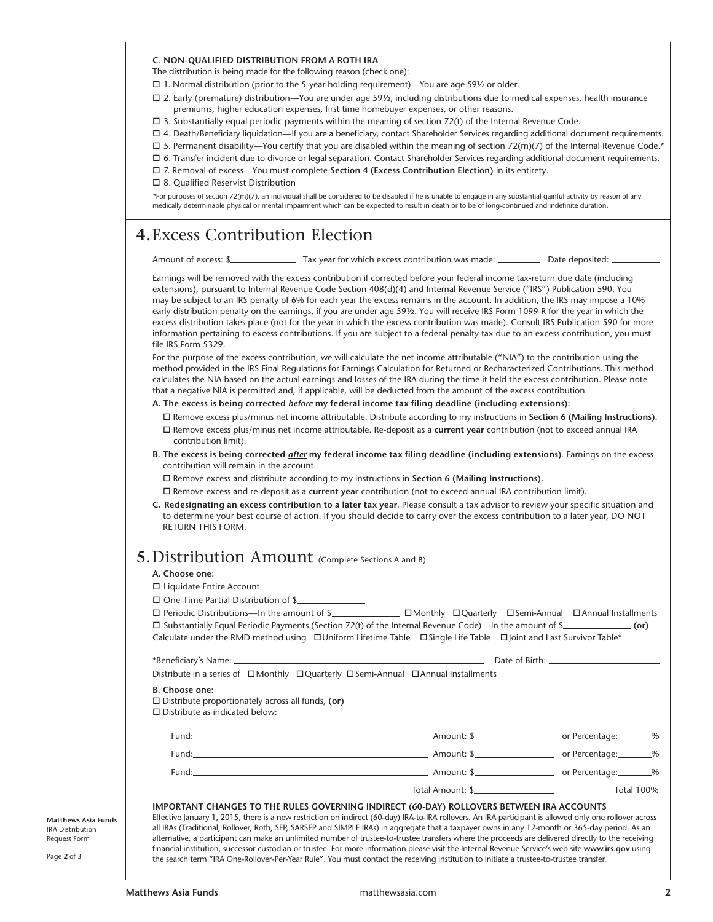### C. NON-QUALIFIED DISTRIBUTION FROM A ROTH IRA

The distribution is being made for the following reason (check one):

- ☐ 1. Normal distribution (prior to the 5-year holding requirement)—You are age 59½ or older.
- ☐ 2. Early (premature) distribution—You are under age 59½, including distributions due to medical expenses, health insurance premiums, higher education expenses, first time homebuyer expenses, or other reasons.
- ☐ 3. Substantially equal periodic payments within the meaning of section 72(t) of the Internal Revenue Code.
- ☐ 4. Death/Beneficiary liquidation—If you are a beneficiary, contact Shareholder Services regarding additional document requirements.
- ☐ 5. Permanent disability—You certify that you are disabled within the meaning of section 72(m)(7) of the Internal Revenue Code.*
- ☐ 6. Transfer incident due to divorce or legal separation. Contact Shareholder Services regarding additional document requirements.
- ☐ 7. Removal of excess—You must complete **Section 4 (Excess Contribution Election)** in its entirety.
- ☐ 8. Qualified Reservist Distribution

*For purposes of section 72(m)(7), an individual shall be considered to be disabled if he is unable to engage in any substantial gainful activity by reason of any medically determinable physical or mental impairment which can be expected to result in death or to be of long-continued and indefinite duration.

## 4. Excess Contribution Election

Amount of excess: $\_\_\_\_\_\_\_\_\_\_ Tax year for which excess contribution was made: \_\_\_\_\_\_\_\_ Date deposited: \_\_\_\_\_\_\_\_

Earnings will be removed with the excess contribution if corrected before your federal income tax-return due date (including extensions), pursuant to Internal Revenue Code Section 408(d)(4) and Internal Revenue Service ("IRS") Publication 590. You may be subject to an IRS penalty of 6% for each year the excess remains in the account. In addition, the IRS may impose a 10% early distribution penalty on the earnings, if you are under age 59½. You will receive IRS Form 1099-R for the year in which the excess distribution takes place (not for the year in which the excess contribution was made). Consult IRS Publication 590 for more information pertaining to excess contributions. If you are subject to a federal penalty tax due to an excess contribution, you must file IRS Form 5329.

For the purpose of the excess contribution, we will calculate the net income attributable ("NIA") to the contribution using the method provided in the IRS Final Regulations for Earnings Calculation for Returned or Recharacterized Contributions. This method calculates the NIA based on the actual earnings and losses of the IRA during the time it held the excess contribution. Please note that a negative NIA is permitted and, if applicable, will be deducted from the amount of the excess contribution.

**A. The excess is being corrected *before* my federal income tax filing deadline (including extensions):**

- ☐ Remove excess plus/minus net income attributable. Distribute according to my instructions in **Section 6 (Mailing Instructions).**
- ☐ Remove excess plus/minus net income attributable. Re-deposit as a **current year** contribution (not to exceed annual IRA contribution limit).

**B. The excess is being corrected *after* my federal income tax filing deadline (including extensions)**. Earnings on the excess contribution will remain in the account.

- ☐ Remove excess and distribute according to my instructions in **Section 6 (Mailing Instructions).**
- ☐ Remove excess and re-deposit as a **current year** contribution (not to exceed annual IRA contribution limit).

**C. Redesignating an excess contribution to a later tax year.** Please consult a tax advisor to review your specific situation and to determine your best course of action. If you should decide to carry over the excess contribution to a later year, DO NOT RETURN THIS FORM.

## 5. Distribution Amount (Complete Sections A and B)

**A. Choose one:**

- ☐ Liquidate Entire Account
- ☐ One-Time Partial Distribution of $\_\_\_\_\_\_\_\_\_\_
- ☐ Periodic Distributions—In the amount of $\_\_\_\_\_\_\_\_\_\_ ☐ Monthly ☐ Quarterly ☐ Semi-Annual ☐ Annual Installments
- ☐ Substantially Equal Periodic Payments (Section 72(t) of the Internal Revenue Code)—In the amount of $\_\_\_\_\_\_\_\_\_\_ **(or)**

Calculate under the RMD method using ☐ Uniform Lifetime Table ☐ Single Life Table ☐ Joint and Last Survivor Table*

*Beneficiary's Name: \_\_\_\_\_\_\_\_\_\_\_\_\_\_\_\_\_\_\_\_ Date of Birth: \_\_\_\_\_\_\_\_\_\_

Distribute in a series of ☐ Monthly ☐ Quarterly ☐ Semi-Annual ☐ Annual Installments

**B. Choose one:**

- ☐ Distribute proportionately across all funds, **(or)**
- ☐ Distribute as indicated below:

Fund: \_\_\_\_\_\_\_\_\_\_\_\_\_\_\_\_\_\_\_\_ Amount: $\_\_\_\_\_\_\_\_\_\_ or Percentage: \_\_\_\_\_%

Fund: \_\_\_\_\_\_\_\_\_\_\_\_\_\_\_\_\_\_\_\_ Amount: $\_\_\_\_\_\_\_\_\_\_ or Percentage: \_\_\_\_\_%

Fund: \_\_\_\_\_\_\_\_\_\_\_\_\_\_\_\_\_\_\_\_ Amount: $\_\_\_\_\_\_\_\_\_\_ or Percentage: \_\_\_\_\_%

Total Amount: $\_\_\_\_\_\_\_\_\_\_ Total 100%

**IMPORTANT CHANGES TO THE RULES GOVERNING INDIRECT (60-DAY) ROLLOVERS BETWEEN IRA ACCOUNTS**

Effective January 1, 2015, there is a new restriction on indirect (60-day) IRA-to-IRA rollovers. An IRA participant is allowed only one rollover across all IRAs (Traditional, Rollover, Roth, SEP, SARSEP and SIMPLE IRAs) in aggregate that a taxpayer owns in any 12-month or 365-day period. As an alternative, a participant can make an unlimited number of trustee-to-trustee transfers where the proceeds are delivered directly to the receiving financial institution, successor custodian or trustee. For more information please visit the Internal Revenue Service's web site **www.irs.gov** using the search term "IRA One-Rollover-Per-Year Rule". You must contact the receiving institution to initiate a trustee-to-trustee transfer.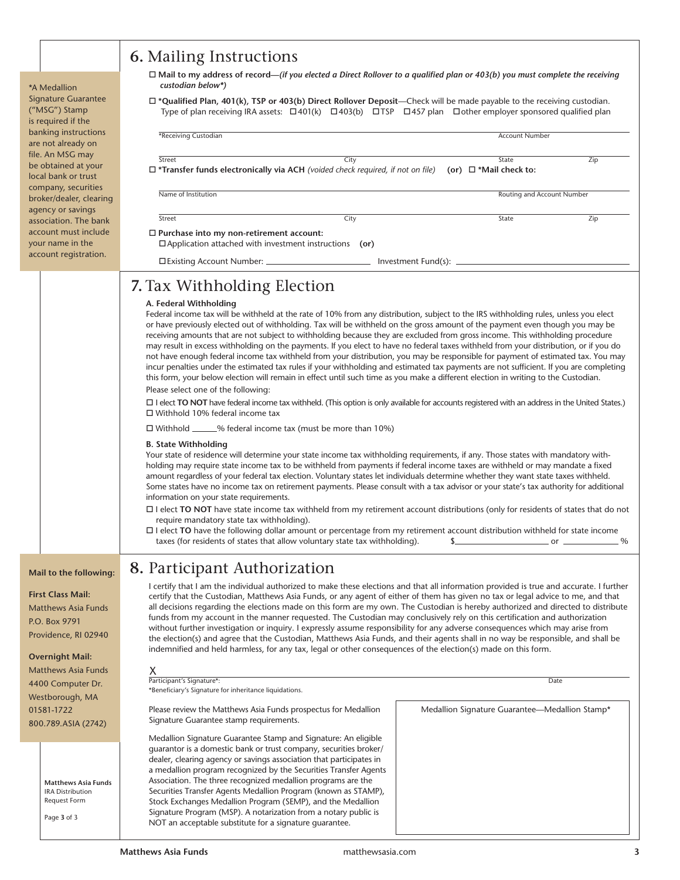## 6. Mailing Instructions

*A Medallion Signature Guarantee ("MSG") Stamp is required if the banking instructions are not already on file. An MSG may be obtained at your local bank or trust company, securities broker/dealer, clearing agency or savings association. The bank account must include your name in the account registration.

☐ **Mail to my address of record**—*(if you elected a Direct Rollover to a qualified plan or 403(b) you must complete the receiving custodian below*)*

☐ ***Qualified Plan, 401(k), TSP or 403(b) Direct Rollover Deposit**—Check will be made payable to the receiving custodian. Type of plan receiving IRA assets: ☐401(k) ☐403(b) ☐TSP ☐457 plan ☐other employer sponsored qualified plan

*Receiving Custodian ____________________ Account Number ____________________

Street ____________ City ____________ State ____________ Zip ____________

☐ ***Transfer funds electronically via ACH** *(voided check required, if not on file)* **(or)** ☐ ***Mail check to:**

Name of Institution ____________________ Routing and Account Number ____________________

Street ____________ City ____________ State ____________ Zip ____________

☐ **Purchase into my non-retirement account:**
☐Application attached with investment instructions **(or)**

☐Existing Account Number: ____________________ Investment Fund(s): ____________________

## 7. Tax Withholding Election

**A. Federal Withholding**

Federal income tax will be withheld at the rate of 10% from any distribution, subject to the IRS withholding rules, unless you elect or have previously elected out of withholding. Tax will be withheld on the gross amount of the payment even though you may be receiving amounts that are not subject to withholding because they are excluded from gross income. This withholding procedure may result in excess withholding on the payments. If you elect to have no federal taxes withheld from your distribution, or if you do not have enough federal income tax withheld from your distribution, you may be responsible for payment of estimated tax. You may incur penalties under the estimated tax rules if your withholding and estimated tax payments are not sufficient. If you are completing this form, your below election will remain in effect until such time as you make a different election in writing to the Custodian.

Please select one of the following:

☐ I elect **TO NOT** have federal income tax withheld. (This option is only available for accounts registered with an address in the United States.)
☐ Withhold 10% federal income tax

☐ Withhold ______% federal income tax (must be more than 10%)

**B. State Withholding**

Your state of residence will determine your state income tax withholding requirements, if any. Those states with mandatory withholding may require state income tax to be withheld from payments if federal income taxes are withheld or may mandate a fixed amount regardless of your federal tax election. Voluntary states let individuals determine whether they want state taxes withheld. Some states have no income tax on retirement payments. Please consult with a tax advisor or your state's tax authority for additional information on your state requirements.

☐ I elect **TO NOT** have state income tax withheld from my retirement account distributions (only for residents of states that do not require mandatory state tax withholding).
☐ I elect **TO** have the following dollar amount or percentage from my retirement account distribution withheld for state income taxes (for residents of states that allow voluntary state tax withholding). $____________ or ________%

## 8. Participant Authorization

**Mail to the following:**

**First Class Mail:**
Matthews Asia Funds
P.O. Box 9791
Providence, RI 02940

**Overnight Mail:**
Matthews Asia Funds
4400 Computer Dr.
Westborough, MA
01581-1722
800.789.ASIA (2742)

I certify that I am the individual authorized to make these elections and that all information provided is true and accurate. I further certify that the Custodian, Matthews Asia Funds, or any agent of either of them has given no tax or legal advice to me, and that all decisions regarding the elections made on this form are my own. The Custodian is hereby authorized and directed to distribute funds from my account in the manner requested. The Custodian may conclusively rely on this certification and authorization without further investigation or inquiry. I expressly assume responsibility for any adverse consequences which may arise from the election(s) and agree that the Custodian, Matthews Asia Funds, and their agents shall in no way be responsible, and shall be indemnified and held harmless, for any tax, legal or other consequences of the election(s) made on this form.

X ____________________________________________ Date ____________
Participant's Signature*:
*Beneficiary's Signature for inheritance liquidations.

Please review the Matthews Asia Funds prospectus for Medallion Signature Guarantee stamp requirements.

Medallion Signature Guarantee Stamp and Signature: An eligible guarantor is a domestic bank or trust company, securities broker/dealer, clearing agency or savings association that participates in a medallion program recognized by the Securities Transfer Agents Association. The three recognized medallion programs are the Securities Transfer Agents Medallion Program (known as STAMP), Stock Exchanges Medallion Program (SEMP), and the Medallion Signature Program (MSP). A notarization from a notary public is NOT an acceptable substitute for a signature guarantee.

Medallion Signature Guarantee—Medallion Stamp*

**Matthews Asia Funds**
IRA Distribution Request Form